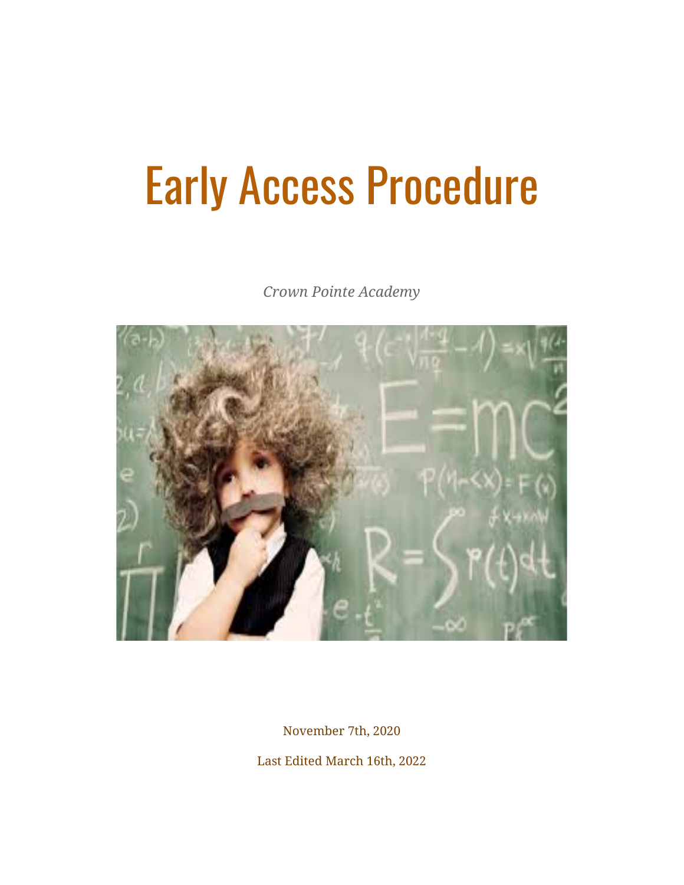# Early Access Procedure

*Crown Pointe Academy*

November 7th, 2020

Last Edited March 16th, 2022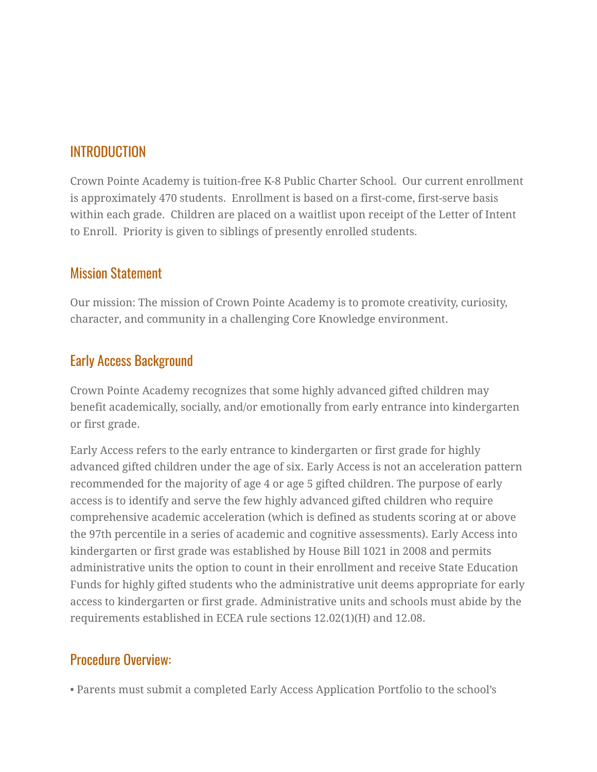## INTRODUCTION

Crown Pointe Academy is tuition-free K-8 Public Charter School. Our current enrollment is approximately 470 students. Enrollment is based on a first-come, first-serve basis within each grade. Children are placed on a waitlist upon receipt of the Letter of Intent to Enroll. Priority is given to siblings of presently enrolled students.

### Mission Statement

Our mission: The mission of Crown Pointe Academy is to promote creativity, curiosity, character, and community in a challenging Core Knowledge environment.

### Early Access Background

Crown Pointe Academy recognizes that some highly advanced gifted children may benefit academically, socially, and/or emotionally from early entrance into kindergarten or first grade.

Early Access refers to the early entrance to kindergarten or first grade for highly advanced gifted children under the age of six. Early Access is not an acceleration pattern recommended for the majority of age 4 or age 5 gifted children. The purpose of early access is to identify and serve the few highly advanced gifted children who require comprehensive academic acceleration (which is defined as students scoring at or above the 97th percentile in a series of academic and cognitive assessments). Early Access into kindergarten or first grade was established by House Bill 1021 in 2008 and permits administrative units the option to count in their enrollment and receive State Education Funds for highly gifted students who the administrative unit deems appropriate for early access to kindergarten or first grade. Administrative units and schools must abide by the requirements established in ECEA rule sections 12.02(1)(H) and 12.08.

### Procedure Overview:

• Parents must submit a completed Early Access Application Portfolio to the school's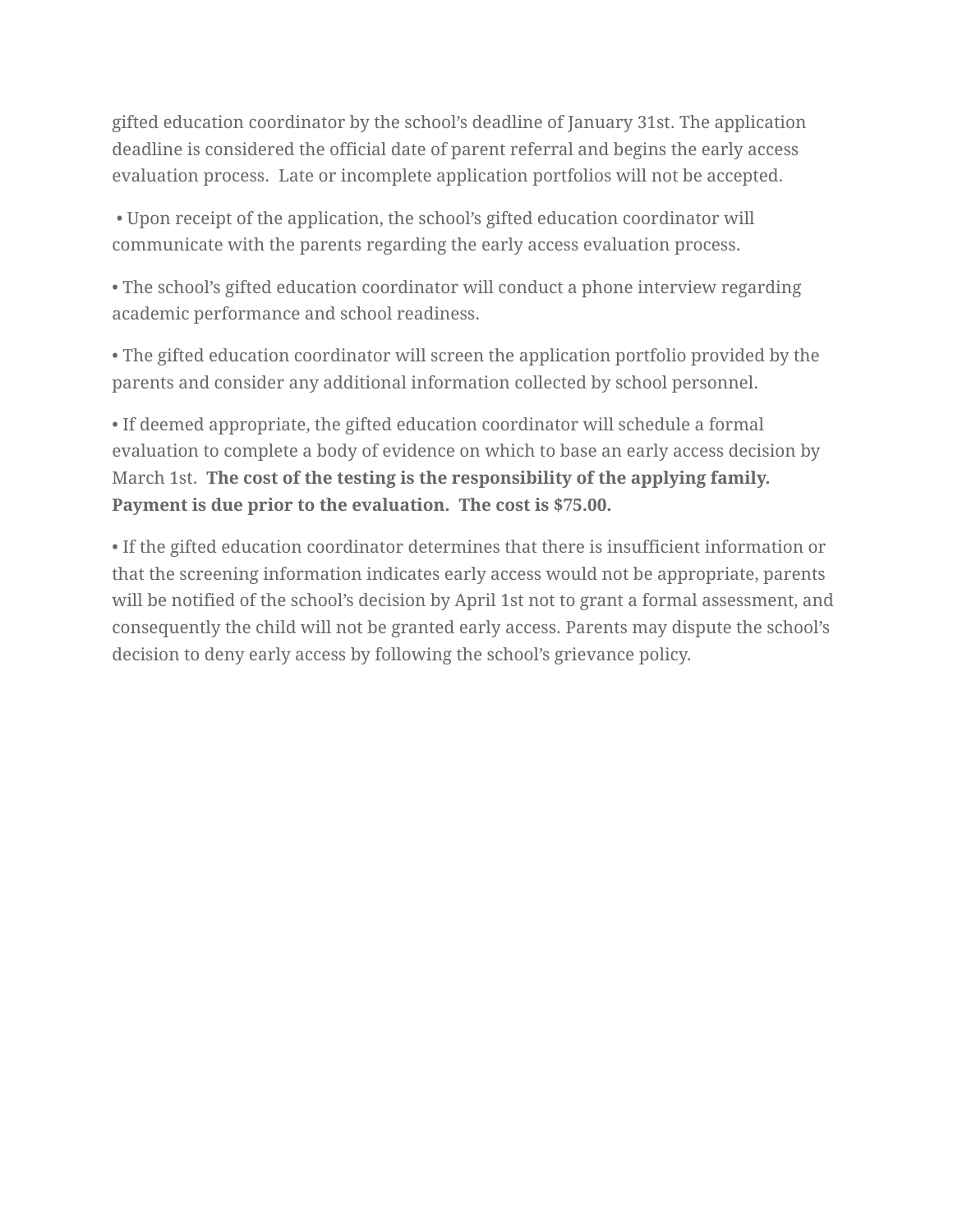gifted education coordinator by the school's deadline of January 31st. The application deadline is considered the official date of parent referral and begins the early access evaluation process. Late or incomplete application portfolios will not be accepted.

- Upon receipt of the application, the school's gifted education coordinator will communicate with the parents regarding the early access evaluation process.
- The school's gifted education coordinator will conduct a phone interview regarding academic performance and school readiness.
- The gifted education coordinator will screen the application portfolio provided by the parents and consider any additional information collected by school personnel.
- If deemed appropriate, the gifted education coordinator will schedule a formal evaluation to complete a body of evidence on which to base an early access decision by March 1st. **The cost of the testing is the responsibility of the applying family. Payment is due prior to the evaluation. The cost is $75.00.**
- If the gifted education coordinator determines that there is insufficient information or that the screening information indicates early access would not be appropriate, parents will be notified of the school's decision by April 1st not to grant a formal assessment, and consequently the child will not be granted early access. Parents may dispute the school's decision to deny early access by following the school's grievance policy.